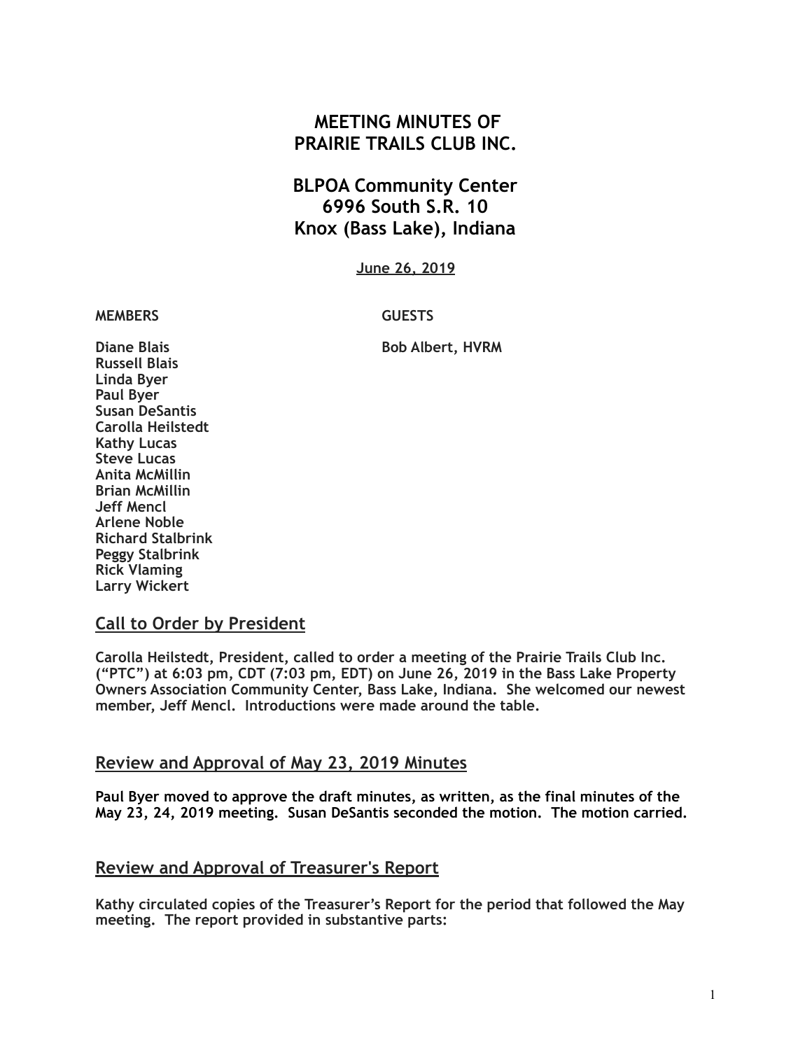# MEETING MINUTES OF PRAIRIE TRAILS CLUB INC.

## BLPOA Community Center
## 6996 South S.R. 10
## Knox (Bass Lake), Indiana

June 26, 2019

| MEMBERS | GUESTS |
|---|---|
| Diane Blais | Bob Albert, HVRM |
| Russell Blais | |
| Linda Byer | |
| Paul Byer | |
| Susan DeSantis | |
| Carolla Heilstedt | |
| Kathy Lucas | |
| Steve Lucas | |
| Anita McMillin | |
| Brian McMillin | |
| Jeff Mencl | |
| Arlene Noble | |
| Richard Stalbrink | |
| Peggy Stalbrink | |
| Rick Vlaming | |
| Larry Wickert | |

## Call to Order by President

Carolla Heilstedt, President, called to order a meeting of the Prairie Trails Club Inc. ("PTC") at 6:03 pm, CDT (7:03 pm, EDT) on June 26, 2019 in the Bass Lake Property Owners Association Community Center, Bass Lake, Indiana. She welcomed our newest member, Jeff Mencl. Introductions were made around the table.

## Review and Approval of May 23, 2019 Minutes

Paul Byer moved to approve the draft minutes, as written, as the final minutes of the May 23, 24, 2019 meeting. Susan DeSantis seconded the motion. The motion carried.

## Review and Approval of Treasurer's Report

Kathy circulated copies of the Treasurer's Report for the period that followed the May meeting. The report provided in substantive parts: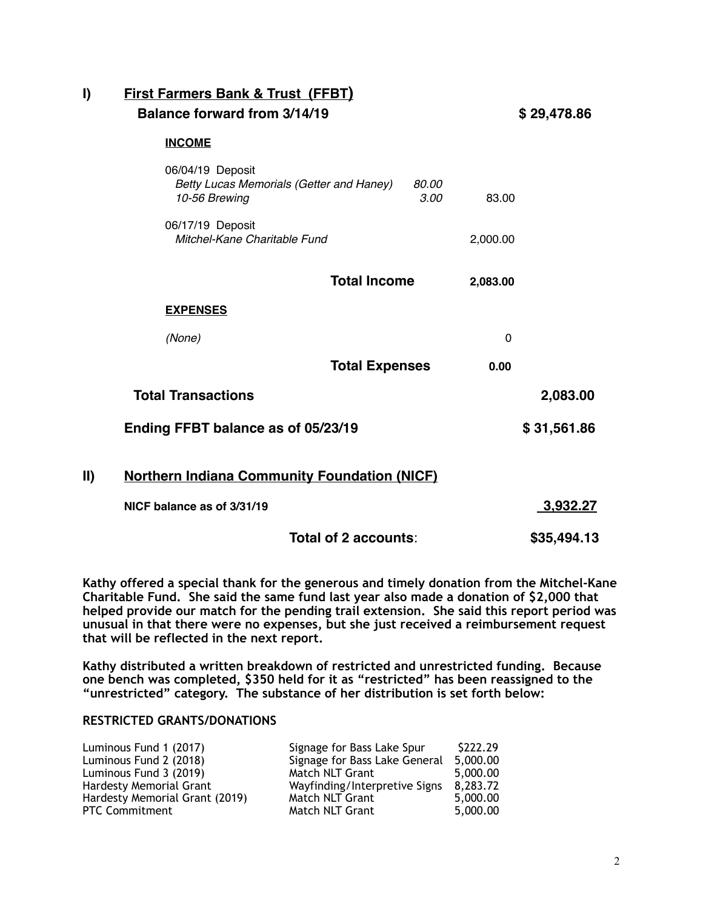## I) First Farmers Bank & Trust (FFBT)

**Balance forward from 3/14/19** **$ 29,478.86**

**INCOME**

| | | | |
|---|---|---|---|
| 06/04/19 Deposit | | | |
| *Betty Lucas Memorials (Getter and Haney)* | *80.00* | | |
| *10-56 Brewing* | *3.00* | 83.00 | |
| 06/17/19 Deposit | | | |
| *Mitchel-Kane Charitable Fund* | | 2,000.00 | |
| **Total Income** | | **2,083.00** | |

**EXPENSES**

| | | | |
|---|---|---|---|
| *(None)* | | 0 | |
| **Total Expenses** | | **0.00** | |
| **Total Transactions** | | | **2,083.00** |
| **Ending FFBT balance as of 05/23/19** | | | **$ 31,561.86** |

## II) Northern Indiana Community Foundation (NICF)

| | |
|---|---|
| **NICF balance as of 3/31/19** | **3,932.27** |
| **Total of 2 accounts**: | **$35,494.13** |

**Kathy offered a special thank for the generous and timely donation from the Mitchel-Kane Charitable Fund. She said the same fund last year also made a donation of $2,000 that helped provide our match for the pending trail extension. She said this report period was unusual in that there were no expenses, but she just received a reimbursement request that will be reflected in the next report.**

**Kathy distributed a written breakdown of restricted and unrestricted funding. Because one bench was completed, $350 held for it as "restricted" has been reassigned to the "unrestricted" category. The substance of her distribution is set forth below:**

**RESTRICTED GRANTS/DONATIONS**

| | | |
|---|---|---|
| Luminous Fund 1 (2017) | Signage for Bass Lake Spur | $222.29 |
| Luminous Fund 2 (2018) | Signage for Bass Lake General | 5,000.00 |
| Luminous Fund 3 (2019) | Match NLT Grant | 5,000.00 |
| Hardesty Memorial Grant | Wayfinding/Interpretive Signs | 8,283.72 |
| Hardesty Memorial Grant (2019) | Match NLT Grant | 5,000.00 |
| PTC Commitment | Match NLT Grant | 5,000.00 |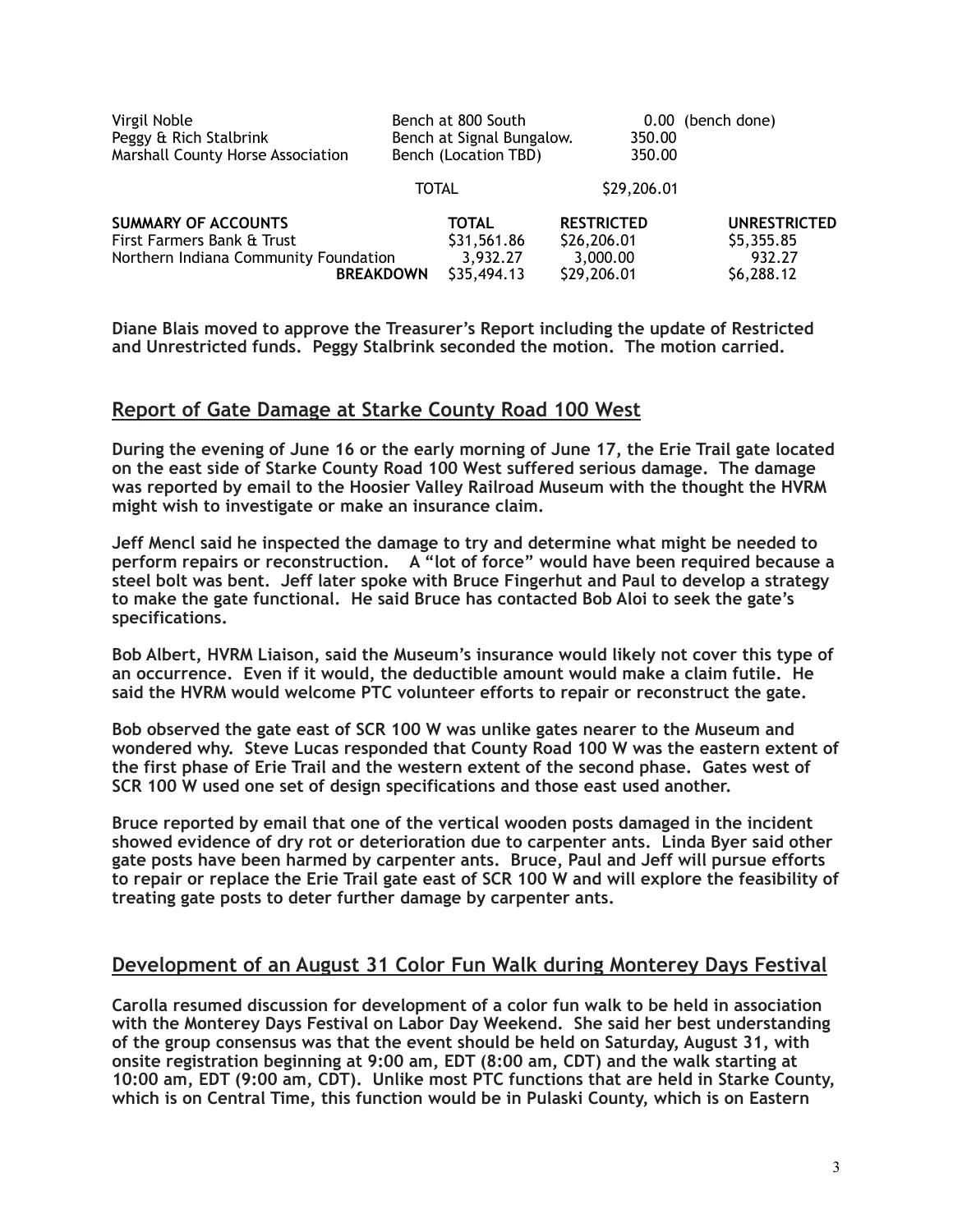| | | | |
|---|---|---|---|
| Virgil Noble | Bench at 800 South | 0.00 | (bench done) |
| Peggy & Rich Stalbrink | Bench at Signal Bungalow. | 350.00 | |
| Marshall County Horse Association | Bench (Location TBD) | 350.00 | |
| | TOTAL | $29,206.01 | |

| SUMMARY OF ACCOUNTS | TOTAL | RESTRICTED | UNRESTRICTED |
|---|---|---|---|
| First Farmers Bank & Trust | $31,561.86 | $26,206.01 | $5,355.85 |
| Northern Indiana Community Foundation | 3,932.27 | 3,000.00 | 932.27 |
| **BREAKDOWN** | $35,494.13 | $29,206.01 | $6,288.12 |

**Diane Blais moved to approve the Treasurer's Report including the update of Restricted and Unrestricted funds. Peggy Stalbrink seconded the motion. The motion carried.**

## Report of Gate Damage at Starke County Road 100 West

**During the evening of June 16 or the early morning of June 17, the Erie Trail gate located on the east side of Starke County Road 100 West suffered serious damage. The damage was reported by email to the Hoosier Valley Railroad Museum with the thought the HVRM might wish to investigate or make an insurance claim.**

**Jeff Mencl said he inspected the damage to try and determine what might be needed to perform repairs or reconstruction. A "lot of force" would have been required because a steel bolt was bent. Jeff later spoke with Bruce Fingerhut and Paul to develop a strategy to make the gate functional. He said Bruce has contacted Bob Aloi to seek the gate's specifications.**

**Bob Albert, HVRM Liaison, said the Museum's insurance would likely not cover this type of an occurrence. Even if it would, the deductible amount would make a claim futile. He said the HVRM would welcome PTC volunteer efforts to repair or reconstruct the gate.**

**Bob observed the gate east of SCR 100 W was unlike gates nearer to the Museum and wondered why. Steve Lucas responded that County Road 100 W was the eastern extent of the first phase of Erie Trail and the western extent of the second phase. Gates west of SCR 100 W used one set of design specifications and those east used another.**

**Bruce reported by email that one of the vertical wooden posts damaged in the incident showed evidence of dry rot or deterioration due to carpenter ants. Linda Byer said other gate posts have been harmed by carpenter ants. Bruce, Paul and Jeff will pursue efforts to repair or replace the Erie Trail gate east of SCR 100 W and will explore the feasibility of treating gate posts to deter further damage by carpenter ants.**

## Development of an August 31 Color Fun Walk during Monterey Days Festival

**Carolla resumed discussion for development of a color fun walk to be held in association with the Monterey Days Festival on Labor Day Weekend. She said her best understanding of the group consensus was that the event should be held on Saturday, August 31, with onsite registration beginning at 9:00 am, EDT (8:00 am, CDT) and the walk starting at 10:00 am, EDT (9:00 am, CDT). Unlike most PTC functions that are held in Starke County, which is on Central Time, this function would be in Pulaski County, which is on Eastern**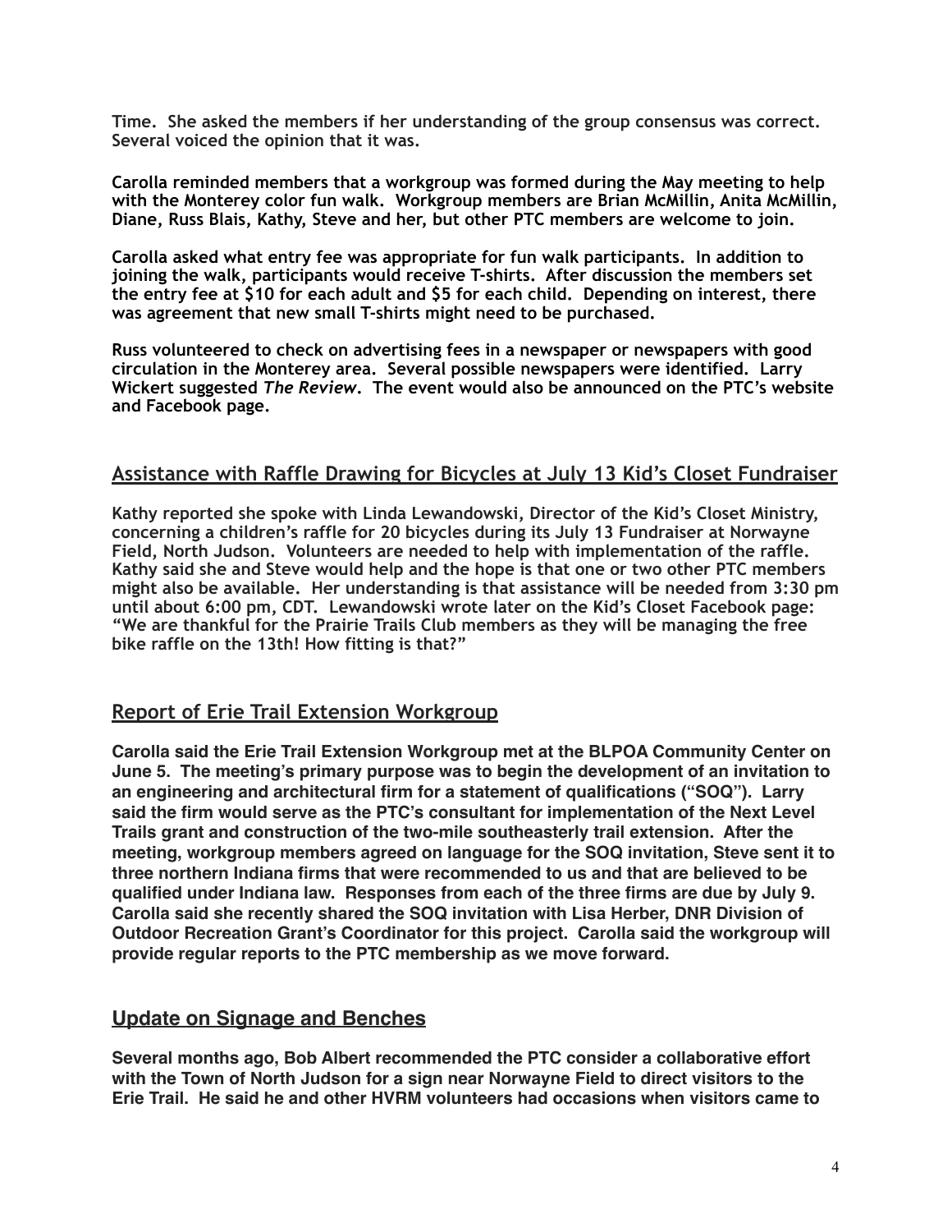**Time. She asked the members if her understanding of the group consensus was correct. Several voiced the opinion that it was.**

**Carolla reminded members that a workgroup was formed during the May meeting to help with the Monterey color fun walk. Workgroup members are Brian McMillin, Anita McMillin, Diane, Russ Blais, Kathy, Steve and her, but other PTC members are welcome to join.**

**Carolla asked what entry fee was appropriate for fun walk participants. In addition to joining the walk, participants would receive T-shirts. After discussion the members set the entry fee at $10 for each adult and $5 for each child. Depending on interest, there was agreement that new small T-shirts might need to be purchased.**

**Russ volunteered to check on advertising fees in a newspaper or newspapers with good circulation in the Monterey area. Several possible newspapers were identified. Larry Wickert suggested *The Review*. The event would also be announced on the PTC's website and Facebook page.**

## Assistance with Raffle Drawing for Bicycles at July 13 Kid's Closet Fundraiser

**Kathy reported she spoke with Linda Lewandowski, Director of the Kid's Closet Ministry, concerning a children's raffle for 20 bicycles during its July 13 Fundraiser at Norwayne Field, North Judson. Volunteers are needed to help with implementation of the raffle. Kathy said she and Steve would help and the hope is that one or two other PTC members might also be available. Her understanding is that assistance will be needed from 3:30 pm until about 6:00 pm, CDT. Lewandowski wrote later on the Kid's Closet Facebook page: "We are thankful for the Prairie Trails Club members as they will be managing the free bike raffle on the 13th! How fitting is that?"**

## Report of Erie Trail Extension Workgroup

**Carolla said the Erie Trail Extension Workgroup met at the BLPOA Community Center on June 5. The meeting's primary purpose was to begin the development of an invitation to an engineering and architectural firm for a statement of qualifications ("SOQ"). Larry said the firm would serve as the PTC's consultant for implementation of the Next Level Trails grant and construction of the two-mile southeasterly trail extension. After the meeting, workgroup members agreed on language for the SOQ invitation, Steve sent it to three northern Indiana firms that were recommended to us and that are believed to be qualified under Indiana law. Responses from each of the three firms are due by July 9. Carolla said she recently shared the SOQ invitation with Lisa Herber, DNR Division of Outdoor Recreation Grant's Coordinator for this project. Carolla said the workgroup will provide regular reports to the PTC membership as we move forward.**

## Update on Signage and Benches

**Several months ago, Bob Albert recommended the PTC consider a collaborative effort with the Town of North Judson for a sign near Norwayne Field to direct visitors to the Erie Trail. He said he and other HVRM volunteers had occasions when visitors came to**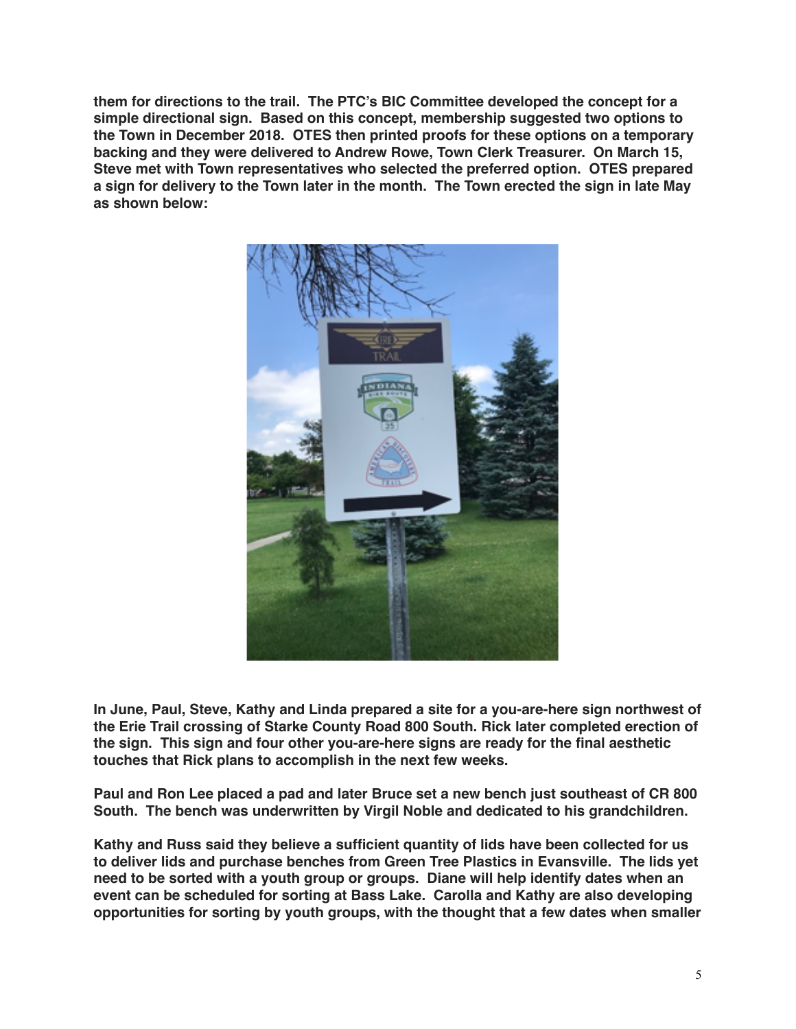**them for directions to the trail. The PTC's BIC Committee developed the concept for a simple directional sign. Based on this concept, membership suggested two options to the Town in December 2018. OTES then printed proofs for these options on a temporary backing and they were delivered to Andrew Rowe, Town Clerk Treasurer. On March 15, Steve met with Town representatives who selected the preferred option. OTES prepared a sign for delivery to the Town later in the month. The Town erected the sign in late May as shown below:**

**In June, Paul, Steve, Kathy and Linda prepared a site for a you-are-here sign northwest of the Erie Trail crossing of Starke County Road 800 South. Rick later completed erection of the sign. This sign and four other you-are-here signs are ready for the final aesthetic touches that Rick plans to accomplish in the next few weeks.**

**Paul and Ron Lee placed a pad and later Bruce set a new bench just southeast of CR 800 South. The bench was underwritten by Virgil Noble and dedicated to his grandchildren.**

**Kathy and Russ said they believe a sufficient quantity of lids have been collected for us to deliver lids and purchase benches from Green Tree Plastics in Evansville. The lids yet need to be sorted with a youth group or groups. Diane will help identify dates when an event can be scheduled for sorting at Bass Lake. Carolla and Kathy are also developing opportunities for sorting by youth groups, with the thought that a few dates when smaller**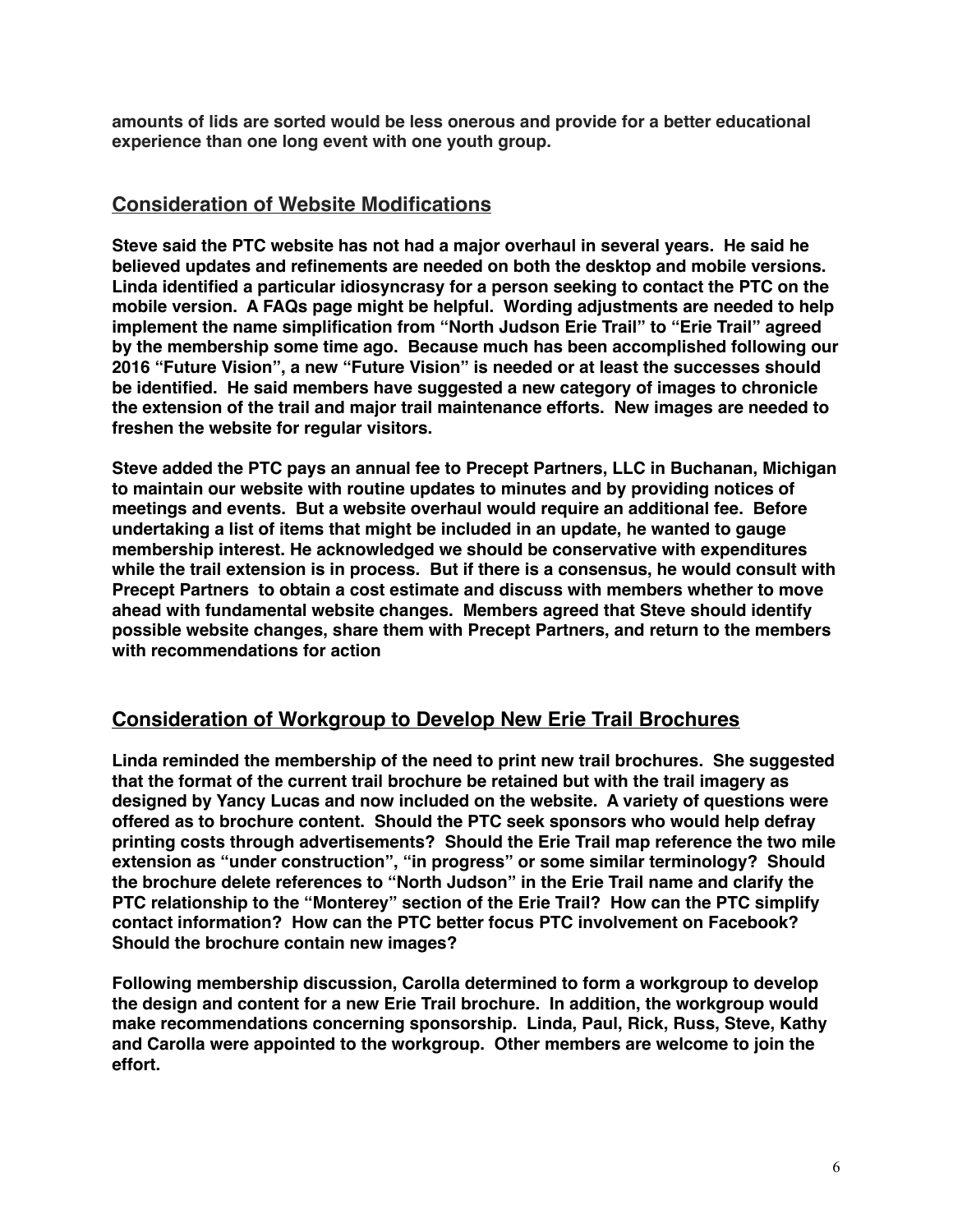**amounts of lids are sorted would be less onerous and provide for a better educational experience than one long event with one youth group.**

## Consideration of Website Modifications

**Steve said the PTC website has not had a major overhaul in several years. He said he believed updates and refinements are needed on both the desktop and mobile versions. Linda identified a particular idiosyncrasy for a person seeking to contact the PTC on the mobile version. A FAQs page might be helpful. Wording adjustments are needed to help implement the name simplification from "North Judson Erie Trail" to "Erie Trail" agreed by the membership some time ago. Because much has been accomplished following our 2016 "Future Vision", a new "Future Vision" is needed or at least the successes should be identified. He said members have suggested a new category of images to chronicle the extension of the trail and major trail maintenance efforts. New images are needed to freshen the website for regular visitors.**

**Steve added the PTC pays an annual fee to Precept Partners, LLC in Buchanan, Michigan to maintain our website with routine updates to minutes and by providing notices of meetings and events. But a website overhaul would require an additional fee. Before undertaking a list of items that might be included in an update, he wanted to gauge membership interest. He acknowledged we should be conservative with expenditures while the trail extension is in process. But if there is a consensus, he would consult with Precept Partners to obtain a cost estimate and discuss with members whether to move ahead with fundamental website changes. Members agreed that Steve should identify possible website changes, share them with Precept Partners, and return to the members with recommendations for action**

## Consideration of Workgroup to Develop New Erie Trail Brochures

**Linda reminded the membership of the need to print new trail brochures. She suggested that the format of the current trail brochure be retained but with the trail imagery as designed by Yancy Lucas and now included on the website. A variety of questions were offered as to brochure content. Should the PTC seek sponsors who would help defray printing costs through advertisements? Should the Erie Trail map reference the two mile extension as "under construction", "in progress" or some similar terminology? Should the brochure delete references to "North Judson" in the Erie Trail name and clarify the PTC relationship to the "Monterey" section of the Erie Trail? How can the PTC simplify contact information? How can the PTC better focus PTC involvement on Facebook? Should the brochure contain new images?**

**Following membership discussion, Carolla determined to form a workgroup to develop the design and content for a new Erie Trail brochure. In addition, the workgroup would make recommendations concerning sponsorship. Linda, Paul, Rick, Russ, Steve, Kathy and Carolla were appointed to the workgroup. Other members are welcome to join the effort.**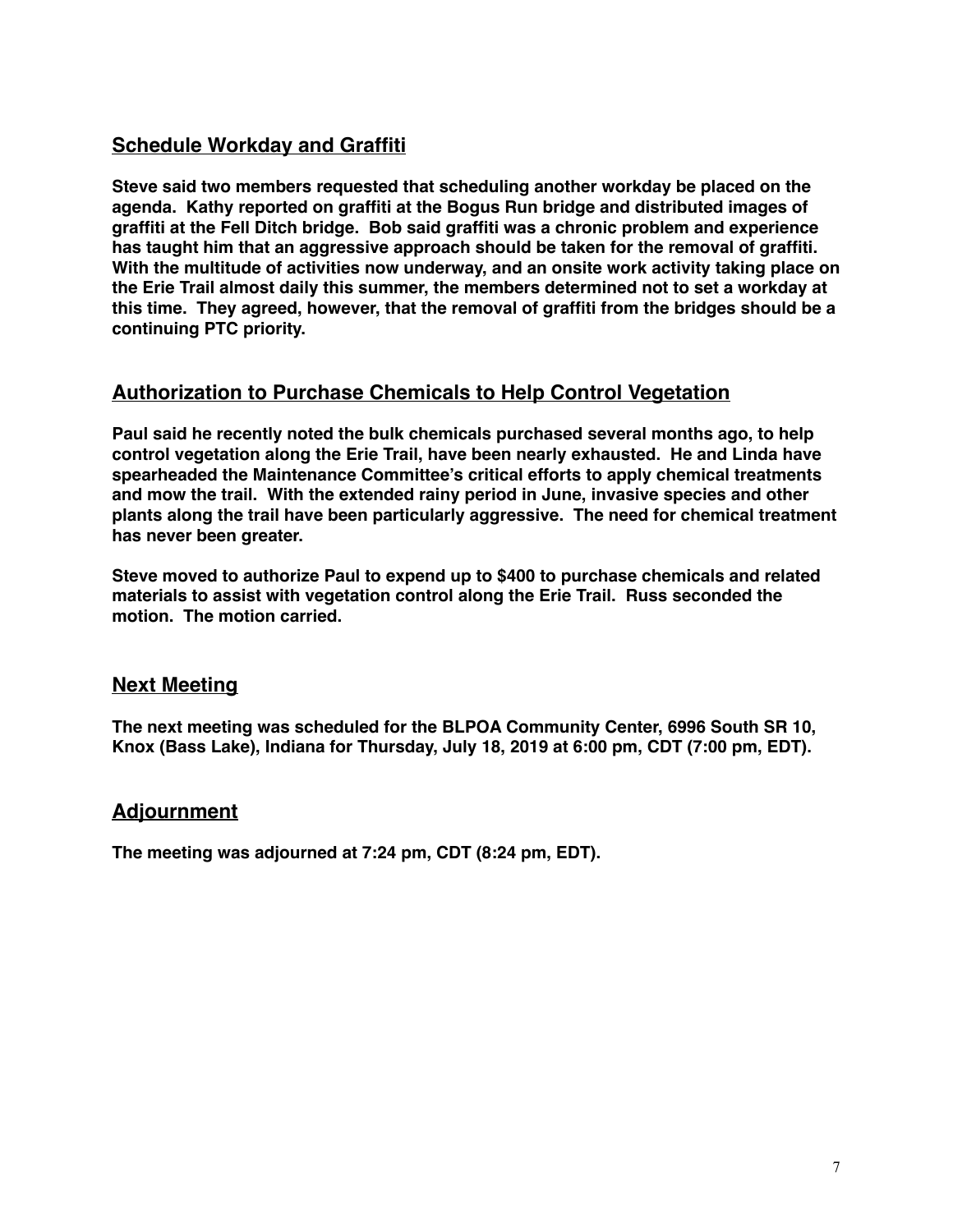## Schedule Workday and Graffiti

**Steve said two members requested that scheduling another workday be placed on the agenda. Kathy reported on graffiti at the Bogus Run bridge and distributed images of graffiti at the Fell Ditch bridge. Bob said graffiti was a chronic problem and experience has taught him that an aggressive approach should be taken for the removal of graffiti. With the multitude of activities now underway, and an onsite work activity taking place on the Erie Trail almost daily this summer, the members determined not to set a workday at this time. They agreed, however, that the removal of graffiti from the bridges should be a continuing PTC priority.**

## Authorization to Purchase Chemicals to Help Control Vegetation

**Paul said he recently noted the bulk chemicals purchased several months ago, to help control vegetation along the Erie Trail, have been nearly exhausted. He and Linda have spearheaded the Maintenance Committee's critical efforts to apply chemical treatments and mow the trail. With the extended rainy period in June, invasive species and other plants along the trail have been particularly aggressive. The need for chemical treatment has never been greater.**

**Steve moved to authorize Paul to expend up to $400 to purchase chemicals and related materials to assist with vegetation control along the Erie Trail. Russ seconded the motion. The motion carried.**

## Next Meeting

**The next meeting was scheduled for the BLPOA Community Center, 6996 South SR 10, Knox (Bass Lake), Indiana for Thursday, July 18, 2019 at 6:00 pm, CDT (7:00 pm, EDT).**

## Adjournment

**The meeting was adjourned at 7:24 pm, CDT (8:24 pm, EDT).**